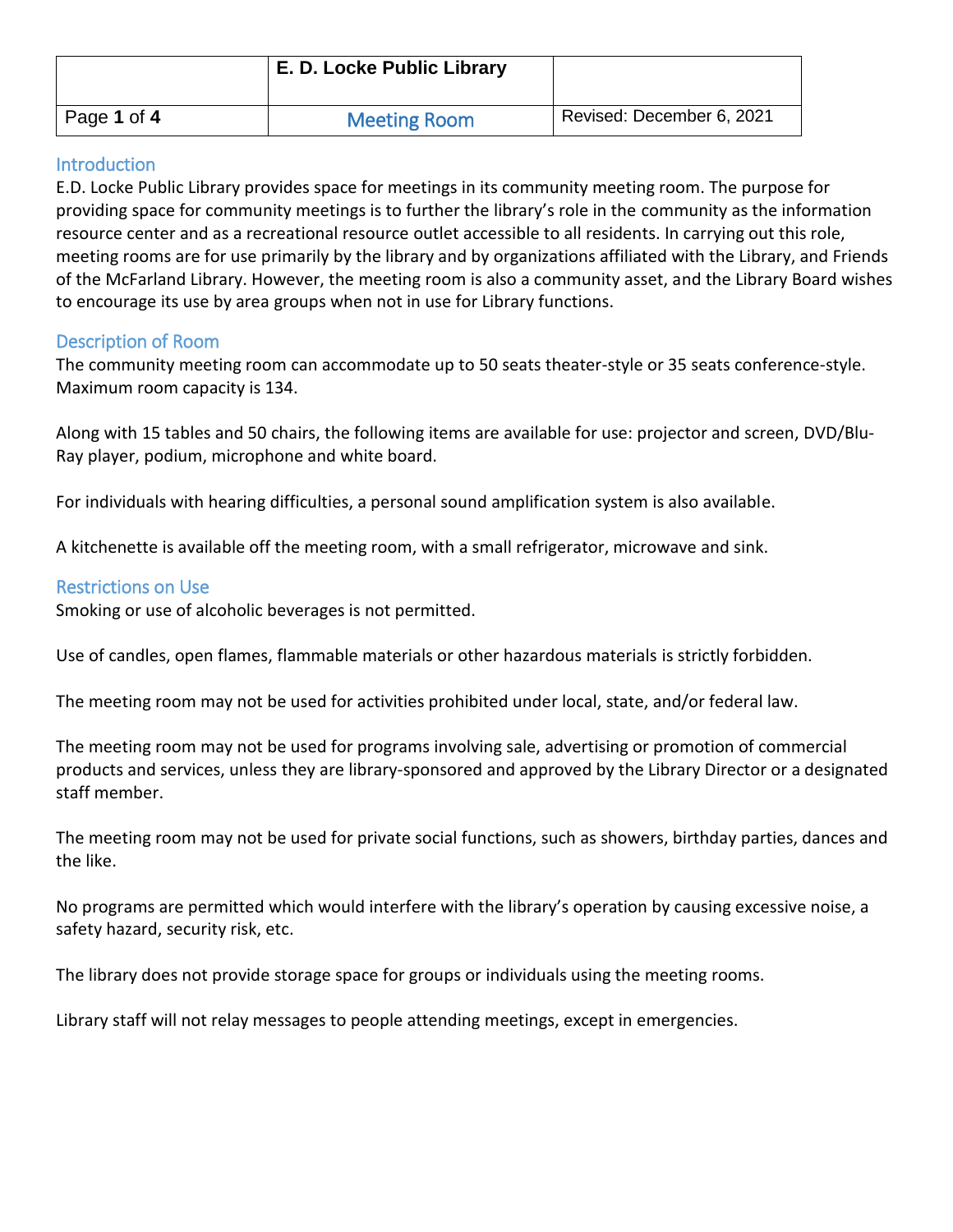# E. D. Locke Public Library

## Meeting Room

Revised: December 6, 2021

## Introduction

E.D. Locke Public Library provides space for meetings in its community meeting room. The purpose for providing space for community meetings is to further the library's role in the community as the information resource center and as a recreational resource outlet accessible to all residents. In carrying out this role, meeting rooms are for use primarily by the library and by organizations affiliated with the Library, and Friends of the McFarland Library. However, the meeting room is also a community asset, and the Library Board wishes to encourage its use by area groups when not in use for Library functions.

## Description of Room

The community meeting room can accommodate up to 50 seats theater-style or 35 seats conference-style. Maximum room capacity is 134.

Along with 15 tables and 50 chairs, the following items are available for use: projector and screen, DVD/Blu-Ray player, podium, microphone and white board.

For individuals with hearing difficulties, a personal sound amplification system is also available.

A kitchenette is available off the meeting room, with a small refrigerator, microwave and sink.

## Restrictions on Use

Smoking or use of alcoholic beverages is not permitted.

Use of candles, open flames, flammable materials or other hazardous materials is strictly forbidden.

The meeting room may not be used for activities prohibited under local, state, and/or federal law.

The meeting room may not be used for programs involving sale, advertising or promotion of commercial products and services, unless they are library-sponsored and approved by the Library Director or a designated staff member.

The meeting room may not be used for private social functions, such as showers, birthday parties, dances and the like.

No programs are permitted which would interfere with the library's operation by causing excessive noise, a safety hazard, security risk, etc.

The library does not provide storage space for groups or individuals using the meeting rooms.

Library staff will not relay messages to people attending meetings, except in emergencies.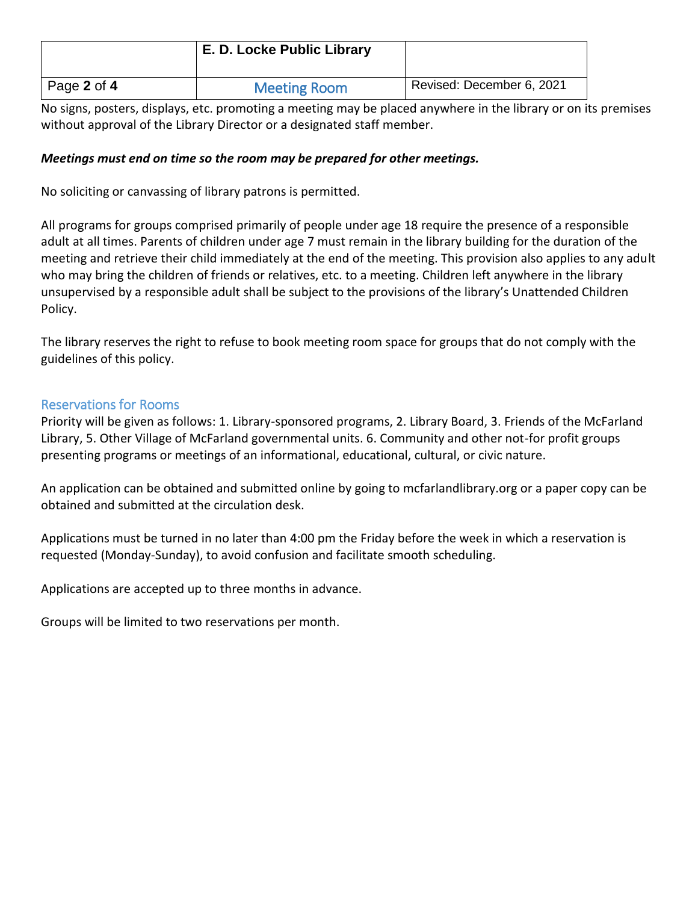No signs, posters, displays, etc. promoting a meeting may be placed anywhere in the library or on its premises without approval of the Library Director or a designated staff member.

***Meetings must end on time so the room may be prepared for other meetings.***

No soliciting or canvassing of library patrons is permitted.

All programs for groups comprised primarily of people under age 18 require the presence of a responsible adult at all times. Parents of children under age 7 must remain in the library building for the duration of the meeting and retrieve their child immediately at the end of the meeting. This provision also applies to any adult who may bring the children of friends or relatives, etc. to a meeting. Children left anywhere in the library unsupervised by a responsible adult shall be subject to the provisions of the library's Unattended Children Policy.

The library reserves the right to refuse to book meeting room space for groups that do not comply with the guidelines of this policy.

## Reservations for Rooms

Priority will be given as follows: 1. Library-sponsored programs, 2. Library Board, 3. Friends of the McFarland Library, 5. Other Village of McFarland governmental units. 6. Community and other not-for profit groups presenting programs or meetings of an informational, educational, cultural, or civic nature.

An application can be obtained and submitted online by going to mcfarlandlibrary.org or a paper copy can be obtained and submitted at the circulation desk.

Applications must be turned in no later than 4:00 pm the Friday before the week in which a reservation is requested (Monday-Sunday), to avoid confusion and facilitate smooth scheduling.

Applications are accepted up to three months in advance.

Groups will be limited to two reservations per month.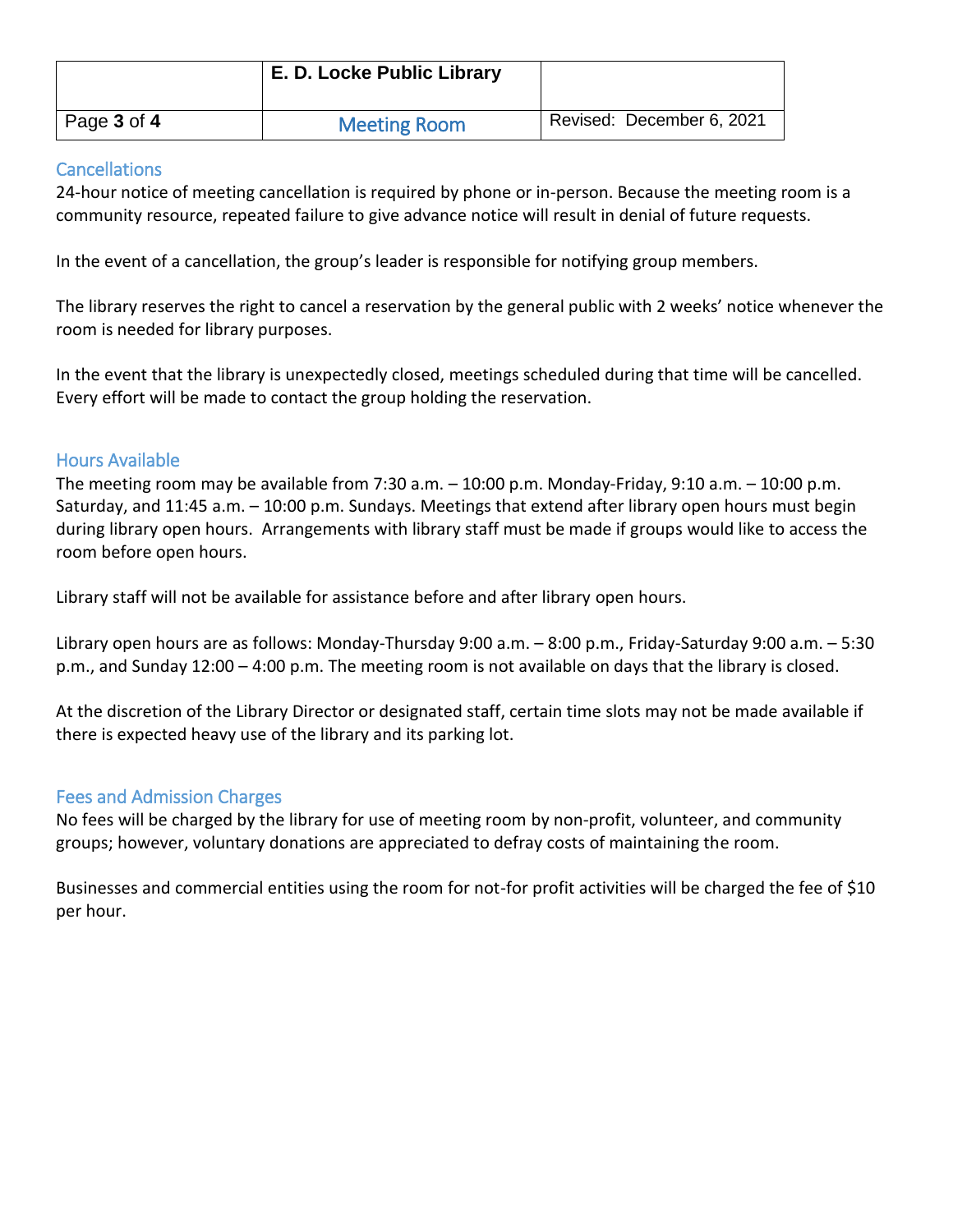## Cancellations

24-hour notice of meeting cancellation is required by phone or in-person. Because the meeting room is a community resource, repeated failure to give advance notice will result in denial of future requests.

In the event of a cancellation, the group's leader is responsible for notifying group members.

The library reserves the right to cancel a reservation by the general public with 2 weeks' notice whenever the room is needed for library purposes.

In the event that the library is unexpectedly closed, meetings scheduled during that time will be cancelled. Every effort will be made to contact the group holding the reservation.

## Hours Available

The meeting room may be available from 7:30 a.m. – 10:00 p.m. Monday-Friday, 9:10 a.m. – 10:00 p.m. Saturday, and 11:45 a.m. – 10:00 p.m. Sundays. Meetings that extend after library open hours must begin during library open hours. Arrangements with library staff must be made if groups would like to access the room before open hours.

Library staff will not be available for assistance before and after library open hours.

Library open hours are as follows: Monday-Thursday 9:00 a.m. – 8:00 p.m., Friday-Saturday 9:00 a.m. – 5:30 p.m., and Sunday 12:00 – 4:00 p.m. The meeting room is not available on days that the library is closed.

At the discretion of the Library Director or designated staff, certain time slots may not be made available if there is expected heavy use of the library and its parking lot.

## Fees and Admission Charges

No fees will be charged by the library for use of meeting room by non-profit, volunteer, and community groups; however, voluntary donations are appreciated to defray costs of maintaining the room.

Businesses and commercial entities using the room for not-for profit activities will be charged the fee of $10 per hour.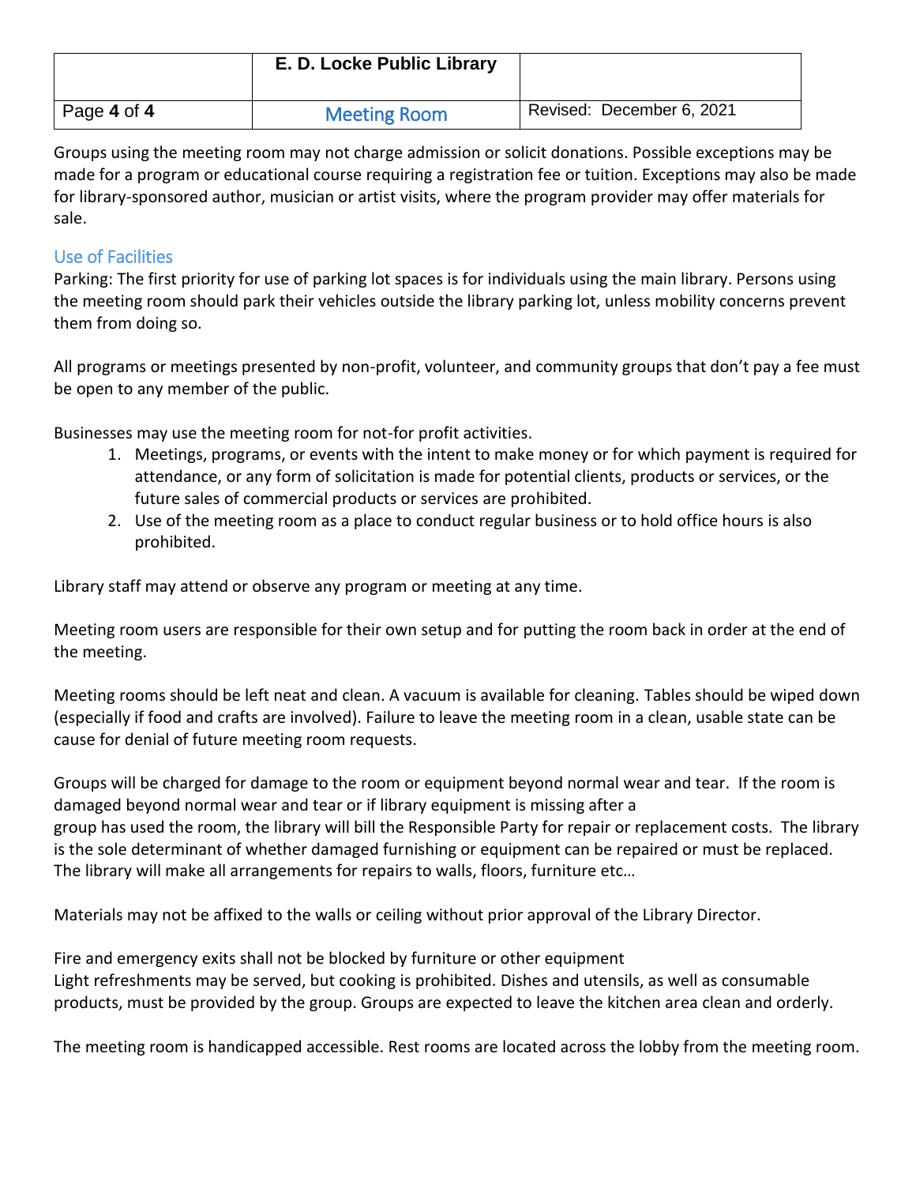Groups using the meeting room may not charge admission or solicit donations. Possible exceptions may be made for a program or educational course requiring a registration fee or tuition. Exceptions may also be made for library-sponsored author, musician or artist visits, where the program provider may offer materials for sale.

## Use of Facilities

Parking: The first priority for use of parking lot spaces is for individuals using the main library. Persons using the meeting room should park their vehicles outside the library parking lot, unless mobility concerns prevent them from doing so.

All programs or meetings presented by non-profit, volunteer, and community groups that don't pay a fee must be open to any member of the public.

Businesses may use the meeting room for not-for profit activities.

1. Meetings, programs, or events with the intent to make money or for which payment is required for attendance, or any form of solicitation is made for potential clients, products or services, or the future sales of commercial products or services are prohibited.
2. Use of the meeting room as a place to conduct regular business or to hold office hours is also prohibited.

Library staff may attend or observe any program or meeting at any time.

Meeting room users are responsible for their own setup and for putting the room back in order at the end of the meeting.

Meeting rooms should be left neat and clean. A vacuum is available for cleaning. Tables should be wiped down (especially if food and crafts are involved). Failure to leave the meeting room in a clean, usable state can be cause for denial of future meeting room requests.

Groups will be charged for damage to the room or equipment beyond normal wear and tear. If the room is damaged beyond normal wear and tear or if library equipment is missing after a group has used the room, the library will bill the Responsible Party for repair or replacement costs. The library is the sole determinant of whether damaged furnishing or equipment can be repaired or must be replaced. The library will make all arrangements for repairs to walls, floors, furniture etc…

Materials may not be affixed to the walls or ceiling without prior approval of the Library Director.

Fire and emergency exits shall not be blocked by furniture or other equipment
Light refreshments may be served, but cooking is prohibited. Dishes and utensils, as well as consumable products, must be provided by the group. Groups are expected to leave the kitchen area clean and orderly.

The meeting room is handicapped accessible. Rest rooms are located across the lobby from the meeting room.